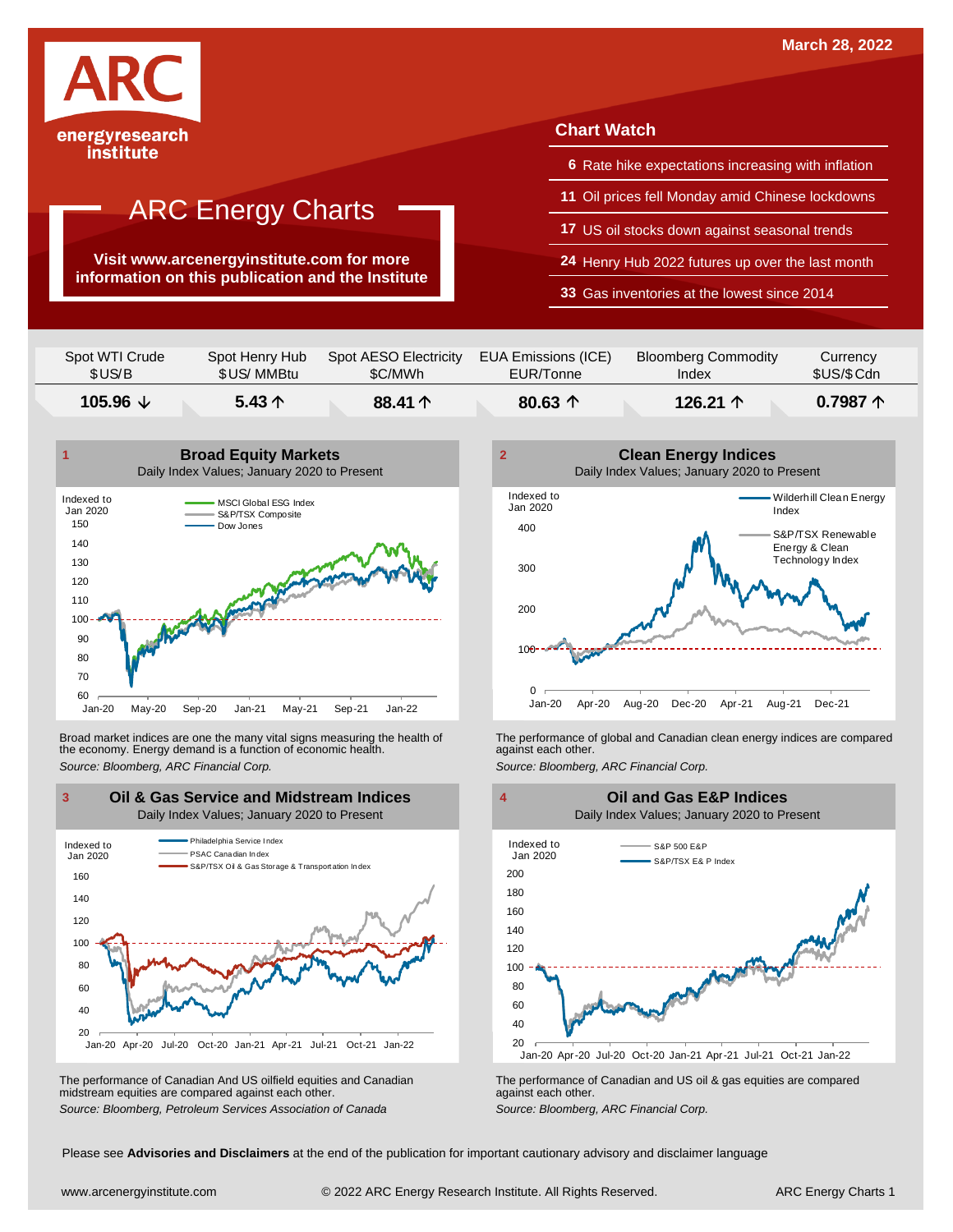March 28, 2022

ARC energyresearch institute

# ARC Energy Charts

**Visit www.arcenergyinstitute.com for more information on this publication and the Institute**

## Chart Watch

- **6** Rate hike expectations increasing with inflation
- **11** Oil prices fell Monday amid Chinese lockdowns
- **17** US oil stocks down against seasonal trends
- **24** Henry Hub 2022 futures up over the last month
- **33** Gas inventories at the lowest since 2014

| Spot WTI Crude $US/B | Spot Henry Hub $US/ MMBtu | Spot AESO Electricity $C/MWh | EUA Emissions (ICE) EUR/Tonne | Bloomberg Commodity Index | Currency $US/$Cdn |
|---|---|---|---|---|---|
| **105.96 ↓** | **5.43 ↑** | **88.41 ↑** | **80.63 ↑** | **126.21 ↑** | **0.7987 ↑** |

### 1 Broad Equity Markets
Daily Index Values; January 2020 to Present

Broad market indices are one the many vital signs measuring the health of the economy. Energy demand is a function of economic health.

*Source: Bloomberg, ARC Financial Corp.*

### 2 Clean Energy Indices
Daily Index Values; January 2020 to Present

The performance of global and Canadian clean energy indices are compared against each other.

*Source: Bloomberg, ARC Financial Corp.*

### 3 Oil & Gas Service and Midstream Indices
Daily Index Values; January 2020 to Present

The performance of Canadian And US oilfield equities and Canadian midstream equities are compared against each other.

*Source: Bloomberg, Petroleum Services Association of Canada*

### 4 Oil and Gas E&P Indices
Daily Index Values; January 2020 to Present

The performance of Canadian and US oil & gas equities are compared against each other.

*Source: Bloomberg, ARC Financial Corp.*

Please see **Advisories and Disclaimers** at the end of the publication for important cautionary advisory and disclaimer language

www.arcenergyinstitute.com © 2022 ARC Energy Research Institute. All Rights Reserved.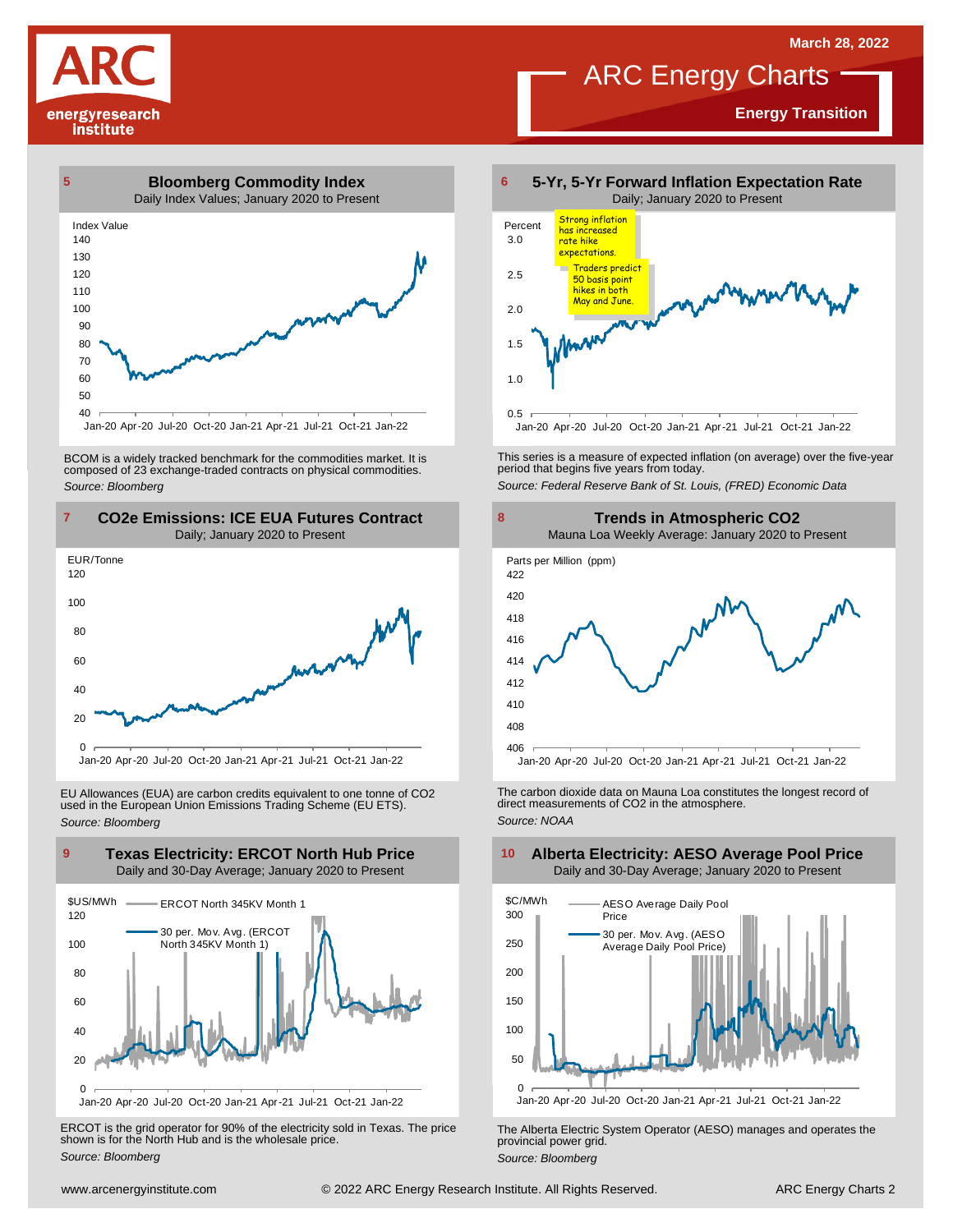# ARC Energy Charts

March 28, 2022

**Energy Transition**

## 5 Bloomberg Commodity Index

Daily Index Values; January 2020 to Present

Index Value

BCOM is a widely tracked benchmark for the commodities market. It is composed of 23 exchange-traded contracts on physical commodities.

*Source: Bloomberg*

## 6 5-Yr, 5-Yr Forward Inflation Expectation Rate

Daily; January 2020 to Present

Percent

Strong inflation has increased rate hike expectations.

Traders predict 50 basis point hikes in both May and June.

This series is a measure of expected inflation (on average) over the five-year period that begins five years from today.

*Source: Federal Reserve Bank of St. Louis, (FRED) Economic Data*

## 7 CO2e Emissions: ICE EUA Futures Contract

Daily; January 2020 to Present

EUR/Tonne

EU Allowances (EUA) are carbon credits equivalent to one tonne of $CO_2$ used in the European Union Emissions Trading Scheme (EU ETS).

*Source: Bloomberg*

## 8 Trends in Atmospheric CO2

Mauna Loa Weekly Average: January 2020 to Present

Parts per Million (ppm)

The carbon dioxide data on Mauna Loa constitutes the longest record of direct measurements of $CO_2$ in the atmosphere.

*Source: NOAA*

## 9 Texas Electricity: ERCOT North Hub Price

Daily and 30-Day Average; January 2020 to Present

$US/MWh

ERCOT North 345KV Month 1

30 per. Mov. Avg. (ERCOT North 345KV Month 1)

ERCOT is the grid operator for 90% of the electricity sold in Texas. The price shown is for the North Hub and is the wholesale price.

*Source: Bloomberg*

## 10 Alberta Electricity: AESO Average Pool Price

Daily and 30-Day Average; January 2020 to Present

$C/MWh

AESO Average Daily Pool Price

30 per. Mov. Avg. (AESO Average Daily Pool Price)

The Alberta Electric System Operator (AESO) manages and operates the provincial power grid.

*Source: Bloomberg*

www.arcenergyinstitute.com © 2022 ARC Energy Research Institute. All Rights Reserved.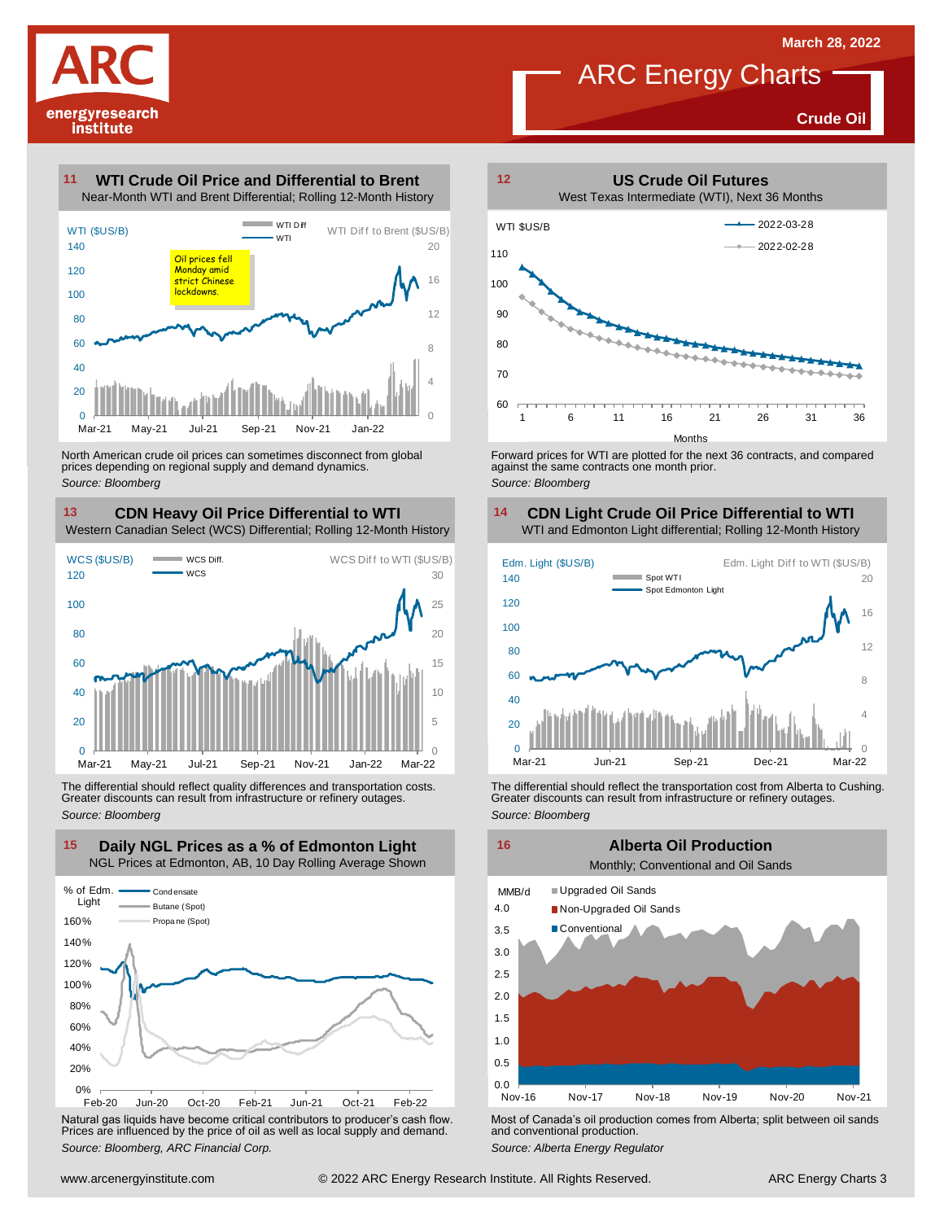# ARC Energy Charts

March 28, 2022

**Crude Oil**

## 11 WTI Crude Oil Price and Differential to Brent

Near-Month WTI and Brent Differential; Rolling 12-Month History

WTI ($US/B) — WTI Diff — WTI — WTI Diff to Brent ($US/B)

Oil prices fell Monday amid strict Chinese lockdowns.

North American crude oil prices can sometimes disconnect from global prices depending on regional supply and demand dynamics.

*Source: Bloomberg*

## 12 US Crude Oil Futures

West Texas Intermediate (WTI), Next 36 Months

WTI $US/B — 2022-03-28 — 2022-02-28

Forward prices for WTI are plotted for the next 36 contracts, and compared against the same contracts one month prior.

*Source: Bloomberg*

## 13 CDN Heavy Oil Price Differential to WTI

Western Canadian Select (WCS) Differential; Rolling 12-Month History

WCS ($US/B) — WCS Diff. — WCS — WCS Diff to WTI ($US/B)

The differential should reflect quality differences and transportation costs. Greater discounts can result from infrastructure or refinery outages.

*Source: Bloomberg*

## 14 CDN Light Crude Oil Price Differential to WTI

WTI and Edmonton Light differential; Rolling 12-Month History

Edm. Light ($US/B) — Spot WTI — Spot Edmonton Light — Edm. Light Diff to WTI ($US/B)

The differential should reflect the transportation cost from Alberta to Cushing. Greater discounts can result from infrastructure or refinery outages.

*Source: Bloomberg*

## 15 Daily NGL Prices as a % of Edmonton Light

NGL Prices at Edmonton, AB, 10 Day Rolling Average Shown

% of Edm. Light — Condensate — Butane (Spot) — Propane (Spot)

Natural gas liquids have become critical contributors to producer's cash flow. Prices are influenced by the price of oil as well as local supply and demand.

*Source: Bloomberg, ARC Financial Corp.*

## 16 Alberta Oil Production

Monthly; Conventional and Oil Sands

MMB/d — Upgraded Oil Sands — Non-Upgraded Oil Sands — Conventional

Most of Canada's oil production comes from Alberta; split between oil sands and conventional production.

*Source: Alberta Energy Regulator*

www.arcenergyinstitute.com © 2022 ARC Energy Research Institute. All Rights Reserved. ARC Energy Charts 3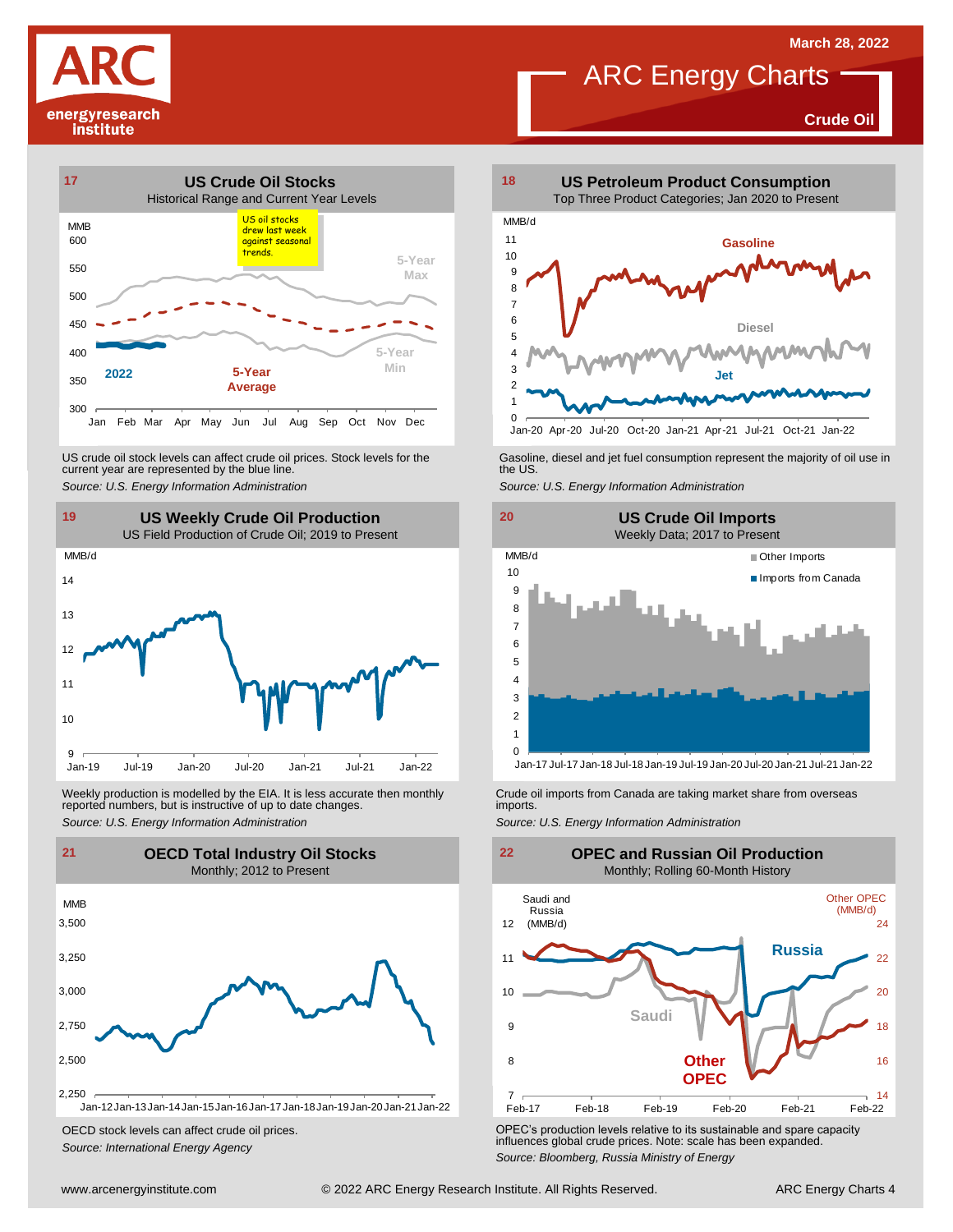March 28, 2022

# ARC Energy Charts

**Crude Oil**

## 17 US Crude Oil Stocks

Historical Range and Current Year Levels

MMB

US oil stocks drew last week against seasonal trends.

5-Year Max

5-Year Min

5-Year Average

2022

US crude oil stock levels can affect crude oil prices. Stock levels for the current year are represented by the blue line.

*Source: U.S. Energy Information Administration*

## 18 US Petroleum Product Consumption

Top Three Product Categories; Jan 2020 to Present

MMB/d

Gasoline

Diesel

Jet

Gasoline, diesel and jet fuel consumption represent the majority of oil use in the US.

*Source: U.S. Energy Information Administration*

## 19 US Weekly Crude Oil Production

US Field Production of Crude Oil; 2019 to Present

MMB/d

Weekly production is modelled by the EIA. It is less accurate then monthly reported numbers, but is instructive of up to date changes.

*Source: U.S. Energy Information Administration*

## 20 US Crude Oil Imports

Weekly Data; 2017 to Present

MMB/d

Other Imports

Imports from Canada

Crude oil imports from Canada are taking market share from overseas imports.

*Source: U.S. Energy Information Administration*

## 21 OECD Total Industry Oil Stocks

Monthly; 2012 to Present

MMB

OECD stock levels can affect crude oil prices.

*Source: International Energy Agency*

## 22 OPEC and Russian Oil Production

Monthly; Rolling 60-Month History

Saudi and Russia (MMB/d)

Other OPEC (MMB/d)

Russia

Saudi

Other OPEC

OPEC's production levels relative to its sustainable and spare capacity influences global crude prices. Note: scale has been expanded.

*Source: Bloomberg, Russia Ministry of Energy*

www.arcenergyinstitute.com © 2022 ARC Energy Research Institute. All Rights Reserved.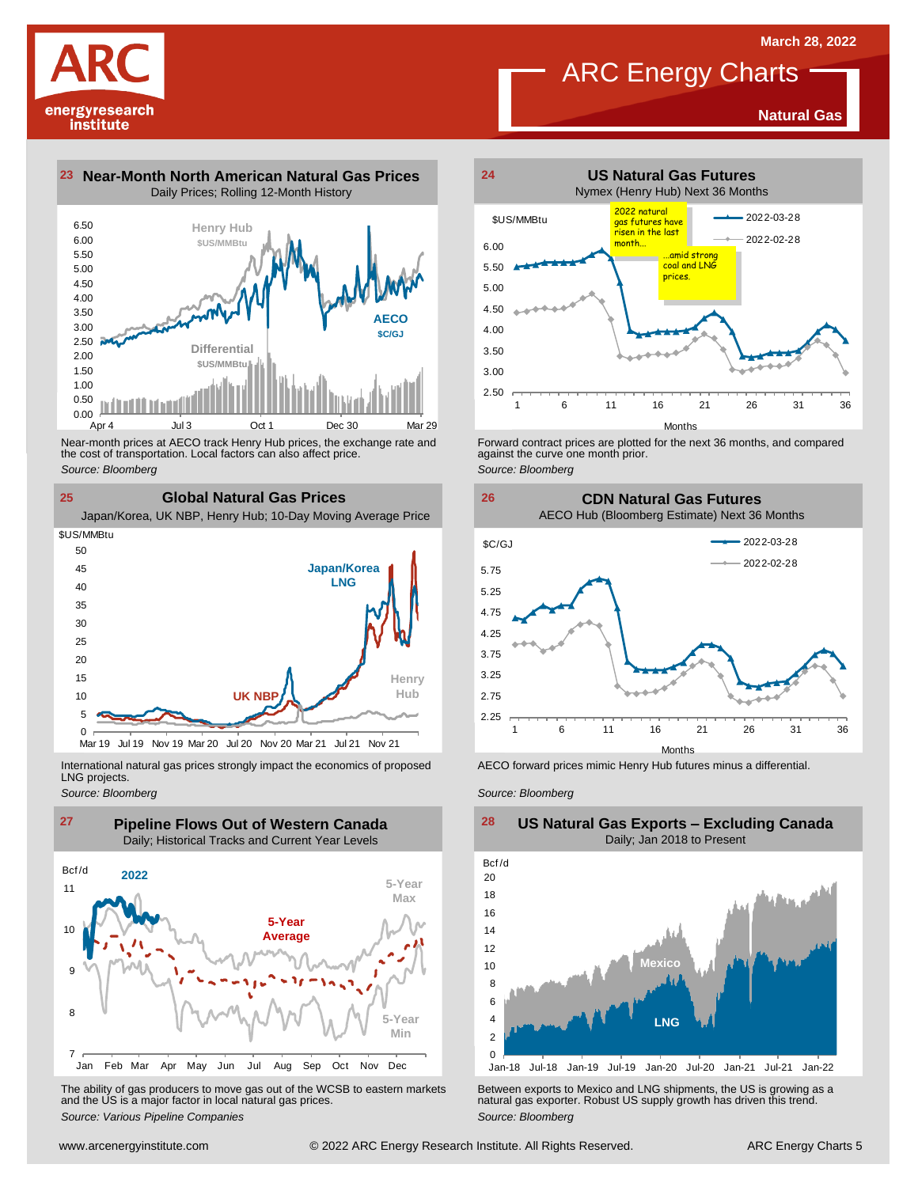# ARC Energy Charts

March 28, 2022

**Natural Gas**

## 23 Near-Month North American Natural Gas Prices

Daily Prices; Rolling 12-Month History

Near-month prices at AECO track Henry Hub prices, the exchange rate and the cost of transportation. Local factors can also affect price.

*Source: Bloomberg*

## 24 US Natural Gas Futures

Nymex (Henry Hub) Next 36 Months

Forward contract prices are plotted for the next 36 months, and compared against the curve one month prior.

*Source: Bloomberg*

## 25 Global Natural Gas Prices

Japan/Korea, UK NBP, Henry Hub; 10-Day Moving Average Price

International natural gas prices strongly impact the economics of proposed LNG projects.

*Source: Bloomberg*

## 26 CDN Natural Gas Futures

AECO Hub (Bloomberg Estimate) Next 36 Months

AECO forward prices mimic Henry Hub futures minus a differential.

*Source: Bloomberg*

## 27 Pipeline Flows Out of Western Canada

Daily; Historical Tracks and Current Year Levels

The ability of gas producers to move gas out of the WCSB to eastern markets and the US is a major factor in local natural gas prices.

*Source: Various Pipeline Companies*

## 28 US Natural Gas Exports – Excluding Canada

Daily; Jan 2018 to Present

Between exports to Mexico and LNG shipments, the US is growing as a natural gas exporter. Robust US supply growth has driven this trend.

*Source: Bloomberg*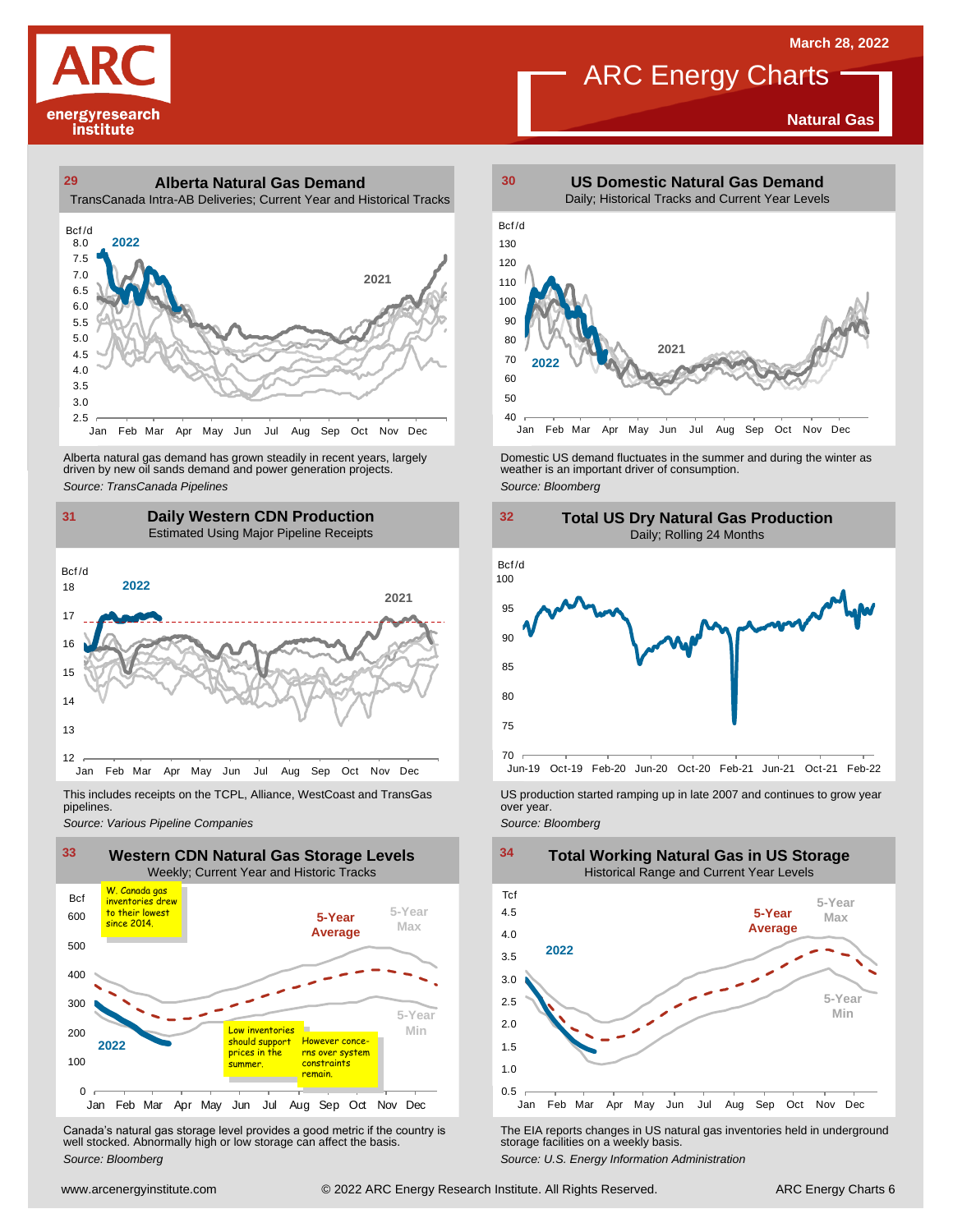# ARC Energy Charts

**Natural Gas**

March 28, 2022

## 29 Alberta Natural Gas Demand

TransCanada Intra-AB Deliveries; Current Year and Historical Tracks

Alberta natural gas demand has grown steadily in recent years, largely driven by new oil sands demand and power generation projects.

*Source: TransCanada Pipelines*

## 30 US Domestic Natural Gas Demand

Daily; Historical Tracks and Current Year Levels

Domestic US demand fluctuates in the summer and during the winter as weather is an important driver of consumption.

*Source: Bloomberg*

## 31 Daily Western CDN Production

Estimated Using Major Pipeline Receipts

This includes receipts on the TCPL, Alliance, WestCoast and TransGas pipelines.

*Source: Various Pipeline Companies*

## 32 Total US Dry Natural Gas Production

Daily; Rolling 24 Months

US production started ramping up in late 2007 and continues to grow year over year.

*Source: Bloomberg*

## 33 Western CDN Natural Gas Storage Levels

Weekly; Current Year and Historic Tracks

W. Canada gas inventories drew to their lowest since 2014.

Low inventories should support prices in the summer.

However concerns over system constraints remain.

Canada's natural gas storage level provides a good metric if the country is well stocked. Abnormally high or low storage can affect the basis.

*Source: Bloomberg*

## 34 Total Working Natural Gas in US Storage

Historical Range and Current Year Levels

The EIA reports changes in US natural gas inventories held in underground storage facilities on a weekly basis.

*Source: U.S. Energy Information Administration*

www.arcenergyinstitute.com © 2022 ARC Energy Research Institute. All Rights Reserved.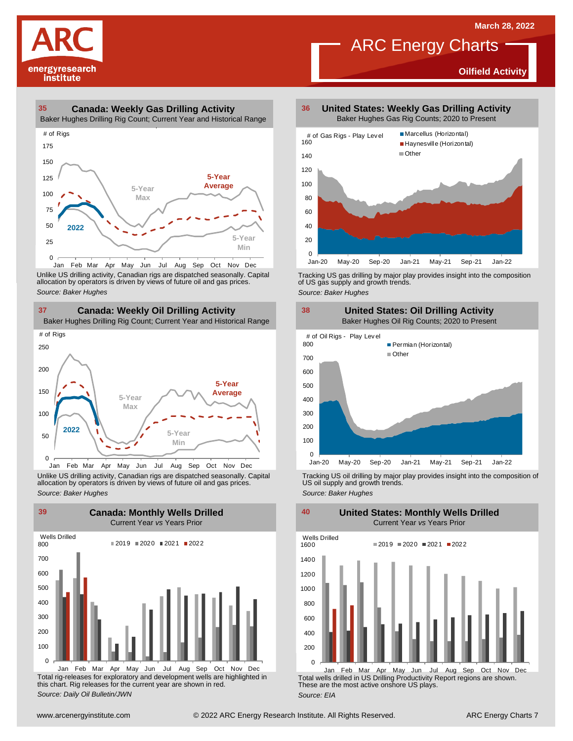# ARC Energy Charts

**Oilfield Activity**

March 28, 2022

## 35 Canada: Weekly Gas Drilling Activity

Baker Hughes Drilling Rig Count; Current Year and Historical Range

Unlike US drilling activity, Canadian rigs are dispatched seasonally. Capital allocation by operators is driven by views of future oil and gas prices.

*Source: Baker Hughes*

## 36 United States: Weekly Gas Drilling Activity

Baker Hughes Gas Rig Counts; 2020 to Present

Tracking US gas drilling by major play provides insight into the composition of US gas supply and growth trends.

*Source: Baker Hughes*

## 37 Canada: Weekly Oil Drilling Activity

Baker Hughes Drilling Rig Count; Current Year and Historical Range

Unlike US drilling activity, Canadian rigs are dispatched seasonally. Capital allocation by operators is driven by views of future oil and gas prices.

*Source: Baker Hughes*

## 38 United States: Oil Drilling Activity

Baker Hughes Oil Rig Counts; 2020 to Present

Tracking US oil drilling by major play provides insight into the composition of US oil supply and growth trends.

*Source: Baker Hughes*

## 39 Canada: Monthly Wells Drilled

Current Year *vs* Years Prior

Total rig-releases for exploratory and development wells are highlighted in this chart. Rig releases for the current year are shown in red.

*Source: Daily Oil Bulletin/JWN*

## 40 United States: Monthly Wells Drilled

Current Year *vs* Years Prior

Total wells drilled in US Drilling Productivity Report regions are shown. These are the most active onshore US plays.

*Source: EIA*

www.arcenergyinstitute.com © 2022 ARC Energy Research Institute. All Rights Reserved.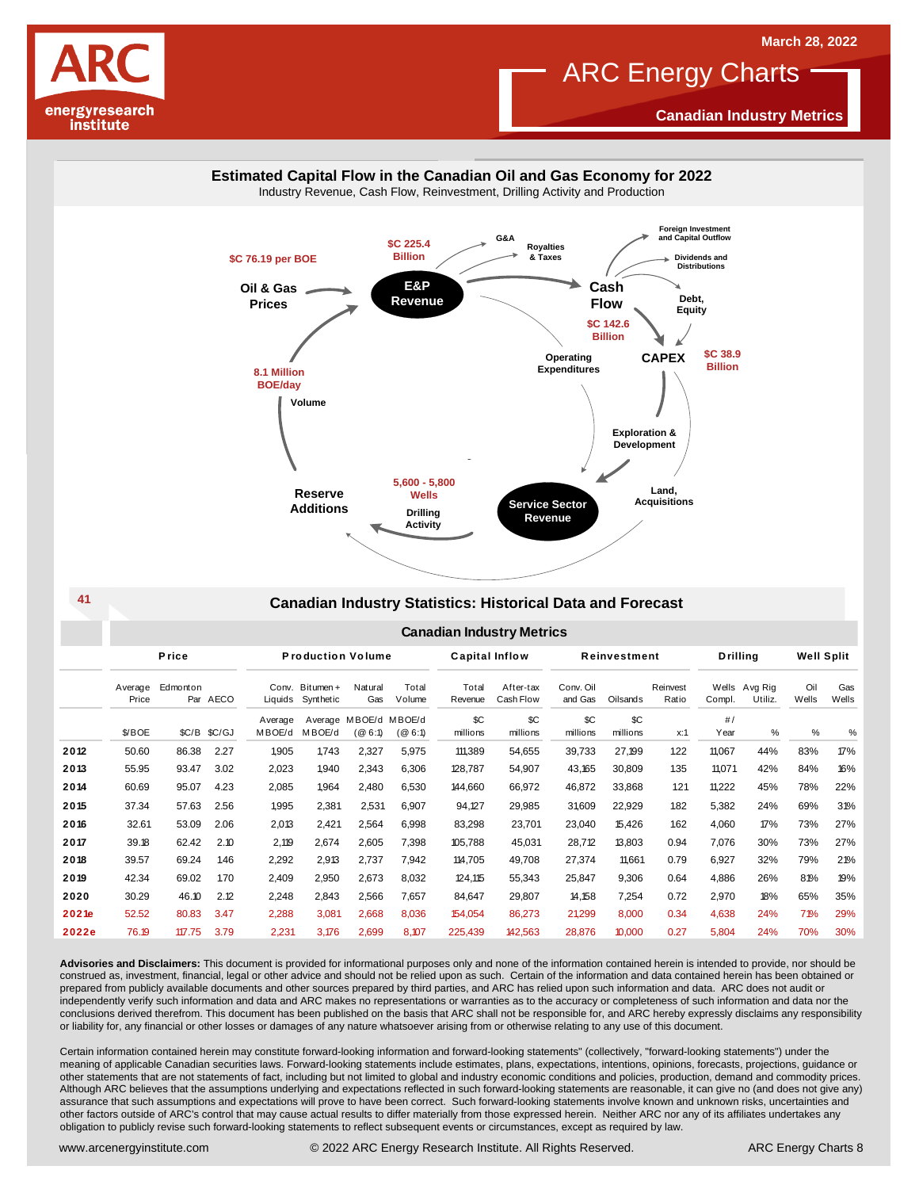# ARC Energy Charts

March 28, 2022

**Canadian Industry Metrics**

## Estimated Capital Flow in the Canadian Oil and Gas Economy for 2022

Industry Revenue, Cash Flow, Reinvestment, Drilling Activity and Production

$C 76.19 per BOE

Oil & Gas Prices

$C 225.4 Billion

E&P Revenue

G&A

Royalties & Taxes

Foreign Investment and Capital Outflow

Dividends and Distributions

Cash Flow

Debt, Equity

$C 142.6 Billion

Operating Expenditures

CAPEX

$C 38.9 Billion

8.1 Million BOE/day

Volume

Exploration & Development

Reserve Additions

5,600 - 5,800 Wells

Drilling Activity

Service Sector Revenue

Land, Acquisitions

41

## Canadian Industry Statistics: Historical Data and Forecast

### Canadian Industry Metrics

| | Price | | | Production Volume | | | | Capital Inflow | | Reinvestment | | | Drilling | | Well Split | |
|---|---|---|---|---|---|---|---|---|---|---|---|---|---|---|---|---|
| | Average Price | Edmonton Par | AECO | Conv. Liquids | Bitumen + Synthetic | Natural Gas | Total Volume | Total Revenue | After-tax Cash Flow | Conv. Oil and Gas | Oilsands | Reinvest Ratio | Wells Compl. | Avg Rig Utiliz. | Oil Wells | Gas Wells |
| | $/BOE | $C/B | $C/GJ | Average MBOE/d | Average MBOE/d | MBOE/d (@ 6:1) | MBOE/d (@ 6:1) | $C millions | $C millions | $C millions | $C millions | x:1 | # / Year | % | % | % |
| 2012 | 50.60 | 86.38 | 2.27 | 1,905 | 1,743 | 2,327 | 5,975 | 111,389 | 54,655 | 39,733 | 27,199 | 1.22 | 11,067 | 44% | 83% | 17% |
| 2013 | 55.95 | 93.47 | 3.02 | 2,023 | 1,940 | 2,343 | 6,306 | 128,787 | 54,907 | 43,165 | 30,809 | 1.35 | 11,071 | 42% | 84% | 16% |
| 2014 | 60.69 | 95.07 | 4.23 | 2,085 | 1,964 | 2,480 | 6,530 | 144,660 | 66,972 | 46,872 | 33,868 | 1.21 | 11,222 | 45% | 78% | 22% |
| 2015 | 37.34 | 57.63 | 2.56 | 1,995 | 2,381 | 2,531 | 6,907 | 94,127 | 29,985 | 31,609 | 22,929 | 1.82 | 5,382 | 24% | 69% | 31% |
| 2016 | 32.61 | 53.09 | 2.06 | 2,013 | 2,421 | 2,564 | 6,998 | 83,298 | 23,701 | 23,040 | 15,426 | 1.62 | 4,060 | 17% | 73% | 27% |
| 2017 | 39.18 | 62.42 | 2.10 | 2,119 | 2,674 | 2,605 | 7,398 | 105,788 | 45,031 | 28,712 | 13,803 | 0.94 | 7,076 | 30% | 73% | 27% |
| 2018 | 39.57 | 69.24 | 1.46 | 2,292 | 2,913 | 2,737 | 7,942 | 114,705 | 49,708 | 27,374 | 11,661 | 0.79 | 6,927 | 32% | 79% | 21% |
| 2019 | 42.34 | 69.02 | 1.70 | 2,409 | 2,950 | 2,673 | 8,032 | 124,115 | 55,343 | 25,847 | 9,306 | 0.64 | 4,886 | 26% | 81% | 19% |
| 2020 | 30.29 | 46.10 | 2.12 | 2,248 | 2,843 | 2,566 | 7,657 | 84,647 | 29,807 | 14,158 | 7,254 | 0.72 | 2,970 | 18% | 65% | 35% |
| 2021e | 52.52 | 80.83 | 3.47 | 2,288 | 3,081 | 2,668 | 8,036 | 154,054 | 86,273 | 21,299 | 8,000 | 0.34 | 4,638 | 24% | 71% | 29% |
| 2022e | 76.19 | 117.75 | 3.79 | 2,231 | 3,176 | 2,699 | 8,107 | 225,439 | 142,563 | 28,876 | 10,000 | 0.27 | 5,804 | 24% | 70% | 30% |

**Advisories and Disclaimers:** This document is provided for informational purposes only and none of the information contained herein is intended to provide, nor should be construed as, investment, financial, legal or other advice and should not be relied upon as such. Certain of the information and data contained herein has been obtained or prepared from publicly available documents and other sources prepared by third parties, and ARC has relied upon such information and data. ARC does not audit or independently verify such information and data and ARC makes no representations or warranties as to the accuracy or completeness of such information and data nor the conclusions derived therefrom. This document has been published on the basis that ARC shall not be responsible for, and ARC hereby expressly disclaims any responsibility or liability for, any financial or other losses or damages of any nature whatsoever arising from or otherwise relating to any use of this document.

Certain information contained herein may constitute forward-looking information and forward-looking statements" (collectively, "forward-looking statements") under the meaning of applicable Canadian securities laws. Forward-looking statements include estimates, plans, expectations, intentions, opinions, forecasts, projections, guidance or other statements that are not statements of fact, including but not limited to global and industry economic conditions and policies, production, demand and commodity prices. Although ARC believes that the assumptions underlying and expectations reflected in such forward-looking statements are reasonable, it can give no (and does not give any) assurance that such assumptions and expectations will prove to have been correct. Such forward-looking statements involve known and unknown risks, uncertainties and other factors outside of ARC's control that may cause actual results to differ materially from those expressed herein. Neither ARC nor any of its affiliates undertakes any obligation to publicly revise such forward-looking statements to reflect subsequent events or circumstances, except as required by law.

www.arcenergyinstitute.com © 2022 ARC Energy Research Institute. All Rights Reserved.